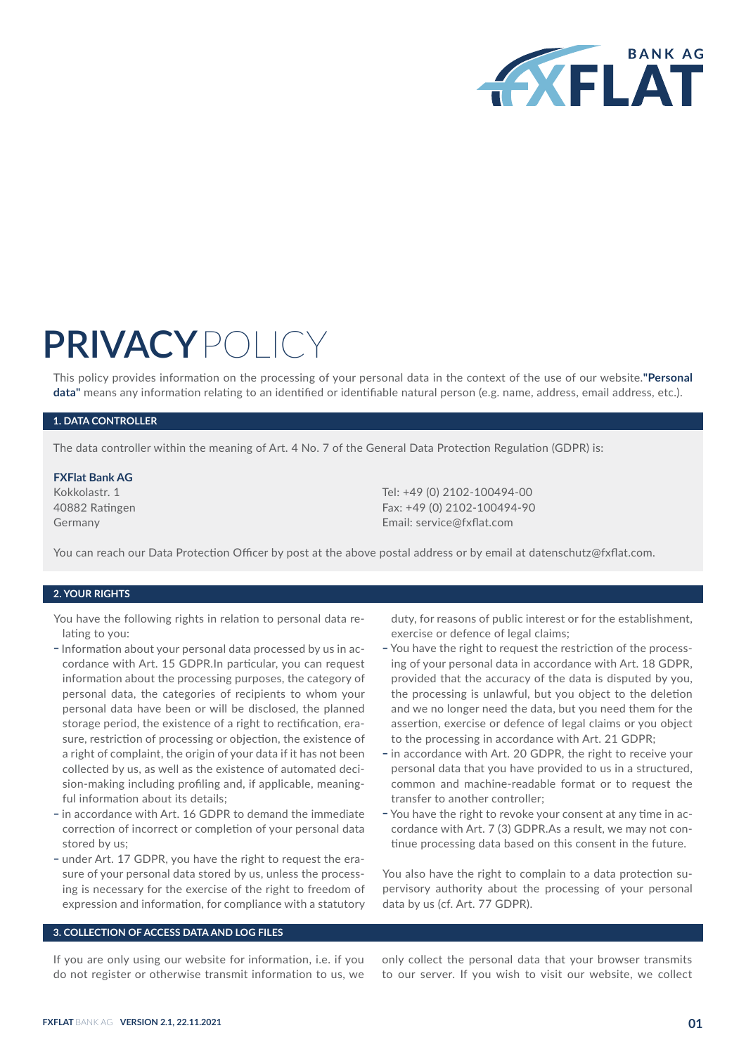# PRIVACY POLICY

This policy provides information on the processing of your personal data in the context of the use of our website.**"Personal data"** means any information relating to an identified or identifiable natural person (e.g. name, address, email address, etc.).

## 1. DATA CONTROLLER

The data controller within the meaning of Art. 4 No. 7 of the General Data Protection Regulation (GDPR) is:

**FXFlat Bank AG**
Kokkolastr. 1
40882 Ratingen
Germany

Tel: +49 (0) 2102-100494-00
Fax: +49 (0) 2102-100494-90
Email: service@fxflat.com

You can reach our Data Protection Officer by post at the above postal address or by email at datenschutz@fxflat.com.

## 2. YOUR RIGHTS

You have the following rights in relation to personal data relating to you:

- Information about your personal data processed by us in accordance with Art. 15 GDPR.In particular, you can request information about the processing purposes, the category of personal data, the categories of recipients to whom your personal data have been or will be disclosed, the planned storage period, the existence of a right to rectification, erasure, restriction of processing or objection, the existence of a right of complaint, the origin of your data if it has not been collected by us, as well as the existence of automated decision-making including profiling and, if applicable, meaningful information about its details;
- in accordance with Art. 16 GDPR to demand the immediate correction of incorrect or completion of your personal data stored by us;
- under Art. 17 GDPR, you have the right to request the erasure of your personal data stored by us, unless the processing is necessary for the exercise of the right to freedom of expression and information, for compliance with a statutory duty, for reasons of public interest or for the establishment, exercise or defence of legal claims;
- You have the right to request the restriction of the processing of your personal data in accordance with Art. 18 GDPR, provided that the accuracy of the data is disputed by you, the processing is unlawful, but you object to the deletion and we no longer need the data, but you need them for the assertion, exercise or defence of legal claims or you object to the processing in accordance with Art. 21 GDPR;
- in accordance with Art. 20 GDPR, the right to receive your personal data that you have provided to us in a structured, common and machine-readable format or to request the transfer to another controller;
- You have the right to revoke your consent at any time in accordance with Art. 7 (3) GDPR.As a result, we may not continue processing data based on this consent in the future.

You also have the right to complain to a data protection supervisory authority about the processing of your personal data by us (cf. Art. 77 GDPR).

## 3. COLLECTION OF ACCESS DATA AND LOG FILES

If you are only using our website for information, i.e. if you do not register or otherwise transmit information to us, we only collect the personal data that your browser transmits to our server. If you wish to visit our website, we collect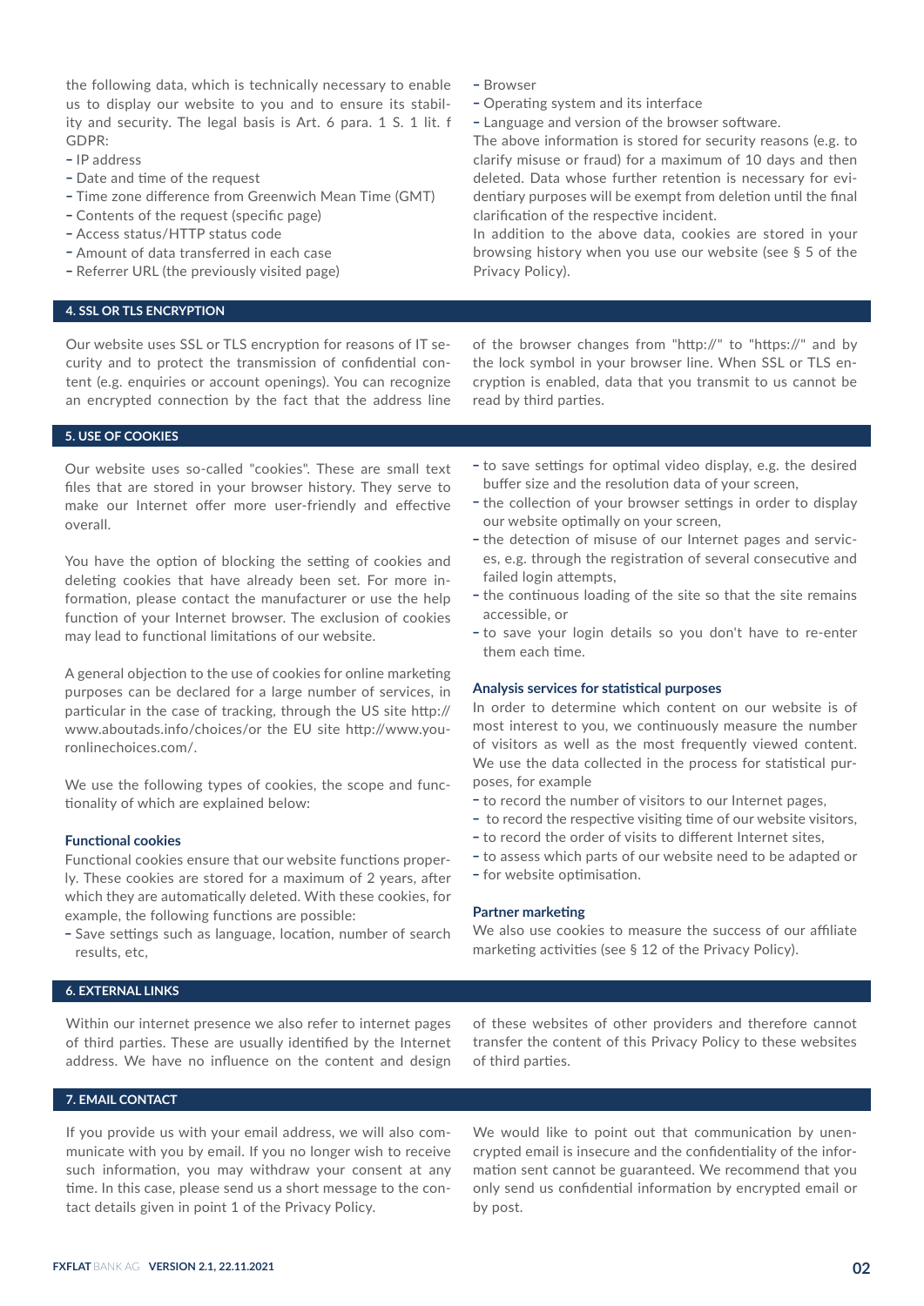the following data, which is technically necessary to enable us to display our website to you and to ensure its stability and security. The legal basis is Art. 6 para. 1 S. 1 lit. f GDPR:

- IP address
- Date and time of the request
- Time zone difference from Greenwich Mean Time (GMT)
- Contents of the request (specific page)
- Access status/HTTP status code
- Amount of data transferred in each case
- Referrer URL (the previously visited page)
- Browser
- Operating system and its interface
- Language and version of the browser software.

The above information is stored for security reasons (e.g. to clarify misuse or fraud) for a maximum of 10 days and then deleted. Data whose further retention is necessary for evidentiary purposes will be exempt from deletion until the final clarification of the respective incident.

In addition to the above data, cookies are stored in your browsing history when you use our website (see § 5 of the Privacy Policy).

## 4. SSL OR TLS ENCRYPTION

Our website uses SSL or TLS encryption for reasons of IT security and to protect the transmission of confidential content (e.g. enquiries or account openings). You can recognize an encrypted connection by the fact that the address line of the browser changes from "http://" to "https://" and by the lock symbol in your browser line. When SSL or TLS encryption is enabled, data that you transmit to us cannot be read by third parties.

## 5. USE OF COOKIES

Our website uses so-called "cookies". These are small text files that are stored in your browser history. They serve to make our Internet offer more user-friendly and effective overall.

You have the option of blocking the setting of cookies and deleting cookies that have already been set. For more information, please contact the manufacturer or use the help function of your Internet browser. The exclusion of cookies may lead to functional limitations of our website.

A general objection to the use of cookies for online marketing purposes can be declared for a large number of services, in particular in the case of tracking, through the US site http://www.aboutads.info/choices/or the EU site http://www.youronlinechoices.com/.

We use the following types of cookies, the scope and functionality of which are explained below:

### Functional cookies

Functional cookies ensure that our website functions properly. These cookies are stored for a maximum of 2 years, after which they are automatically deleted. With these cookies, for example, the following functions are possible:

- Save settings such as language, location, number of search results, etc,
- to save settings for optimal video display, e.g. the desired buffer size and the resolution data of your screen,
- the collection of your browser settings in order to display our website optimally on your screen,
- the detection of misuse of our Internet pages and services, e.g. through the registration of several consecutive and failed login attempts,
- the continuous loading of the site so that the site remains accessible, or
- to save your login details so you don't have to re-enter them each time.

### Analysis services for statistical purposes

In order to determine which content on our website is of most interest to you, we continuously measure the number of visitors as well as the most frequently viewed content. We use the data collected in the process for statistical purposes, for example

- to record the number of visitors to our Internet pages,
- to record the respective visiting time of our website visitors,
- to record the order of visits to different Internet sites,
- to assess which parts of our website need to be adapted or
- for website optimisation.

### Partner marketing

We also use cookies to measure the success of our affiliate marketing activities (see § 12 of the Privacy Policy).

## 6. EXTERNAL LINKS

Within our internet presence we also refer to internet pages of third parties. These are usually identified by the Internet address. We have no influence on the content and design of these websites of other providers and therefore cannot transfer the content of this Privacy Policy to these websites of third parties.

## 7. EMAIL CONTACT

If you provide us with your email address, we will also communicate with you by email. If you no longer wish to receive such information, you may withdraw your consent at any time. In this case, please send us a short message to the contact details given in point 1 of the Privacy Policy.

We would like to point out that communication by unencrypted email is insecure and the confidentiality of the information sent cannot be guaranteed. We recommend that you only send us confidential information by encrypted email or by post.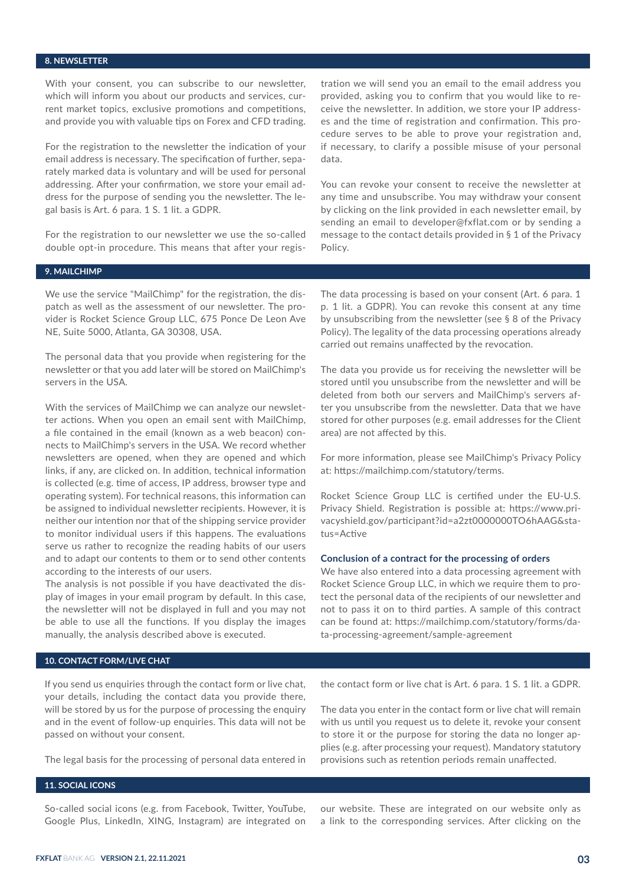## 8. NEWSLETTER

With your consent, you can subscribe to our newsletter, which will inform you about our products and services, current market topics, exclusive promotions and competitions, and provide you with valuable tips on Forex and CFD trading.

For the registration to the newsletter the indication of your email address is necessary. The specification of further, separately marked data is voluntary and will be used for personal addressing. After your confirmation, we store your email address for the purpose of sending you the newsletter. The legal basis is Art. 6 para. 1 S. 1 lit. a GDPR.

For the registration to our newsletter we use the so-called double opt-in procedure. This means that after your registration we will send you an email to the email address you provided, asking you to confirm that you would like to receive the newsletter. In addition, we store your IP addresses and the time of registration and confirmation. This procedure serves to be able to prove your registration and, if necessary, to clarify a possible misuse of your personal data.

You can revoke your consent to receive the newsletter at any time and unsubscribe. You may withdraw your consent by clicking on the link provided in each newsletter email, by sending an email to developer@fxflat.com or by sending a message to the contact details provided in § 1 of the Privacy Policy.

## 9. MAILCHIMP

We use the service "MailChimp" for the registration, the dispatch as well as the assessment of our newsletter. The provider is Rocket Science Group LLC, 675 Ponce De Leon Ave NE, Suite 5000, Atlanta, GA 30308, USA.

The personal data that you provide when registering for the newsletter or that you add later will be stored on MailChimp's servers in the USA.

With the services of MailChimp we can analyze our newsletter actions. When you open an email sent with MailChimp, a file contained in the email (known as a web beacon) connects to MailChimp's servers in the USA. We record whether newsletters are opened, when they are opened and which links, if any, are clicked on. In addition, technical information is collected (e.g. time of access, IP address, browser type and operating system). For technical reasons, this information can be assigned to individual newsletter recipients. However, it is neither our intention nor that of the shipping service provider to monitor individual users if this happens. The evaluations serve us rather to recognize the reading habits of our users and to adapt our contents to them or to send other contents according to the interests of our users.
The analysis is not possible if you have deactivated the display of images in your email program by default. In this case, the newsletter will not be displayed in full and you may not be able to use all the functions. If you display the images manually, the analysis described above is executed.

The data processing is based on your consent (Art. 6 para. 1 p. 1 lit. a GDPR). You can revoke this consent at any time by unsubscribing from the newsletter (see § 8 of the Privacy Policy). The legality of the data processing operations already carried out remains unaffected by the revocation.

The data you provide us for receiving the newsletter will be stored until you unsubscribe from the newsletter and will be deleted from both our servers and MailChimp's servers after you unsubscribe from the newsletter. Data that we have stored for other purposes (e.g. email addresses for the Client area) are not affected by this.

For more information, please see MailChimp's Privacy Policy at: https://mailchimp.com/statutory/terms.

Rocket Science Group LLC is certified under the EU-U.S. Privacy Shield. Registration is possible at: https://www.privacyshield.gov/participant?id=a2zt0000000TO6hAAG&status=Active

### Conclusion of a contract for the processing of orders

We have also entered into a data processing agreement with Rocket Science Group LLC, in which we require them to protect the personal data of the recipients of our newsletter and not to pass it on to third parties. A sample of this contract can be found at: https://mailchimp.com/statutory/forms/data-processing-agreement/sample-agreement

## 10. CONTACT FORM/LIVE CHAT

If you send us enquiries through the contact form or live chat, your details, including the contact data you provide there, will be stored by us for the purpose of processing the enquiry and in the event of follow-up enquiries. This data will not be passed on without your consent.

The legal basis for the processing of personal data entered in the contact form or live chat is Art. 6 para. 1 S. 1 lit. a GDPR.

The data you enter in the contact form or live chat will remain with us until you request us to delete it, revoke your consent to store it or the purpose for storing the data no longer applies (e.g. after processing your request). Mandatory statutory provisions such as retention periods remain unaffected.

## 11. SOCIAL ICONS

So-called social icons (e.g. from Facebook, Twitter, YouTube, Google Plus, LinkedIn, XING, Instagram) are integrated on our website. These are integrated on our website only as a link to the corresponding services. After clicking on the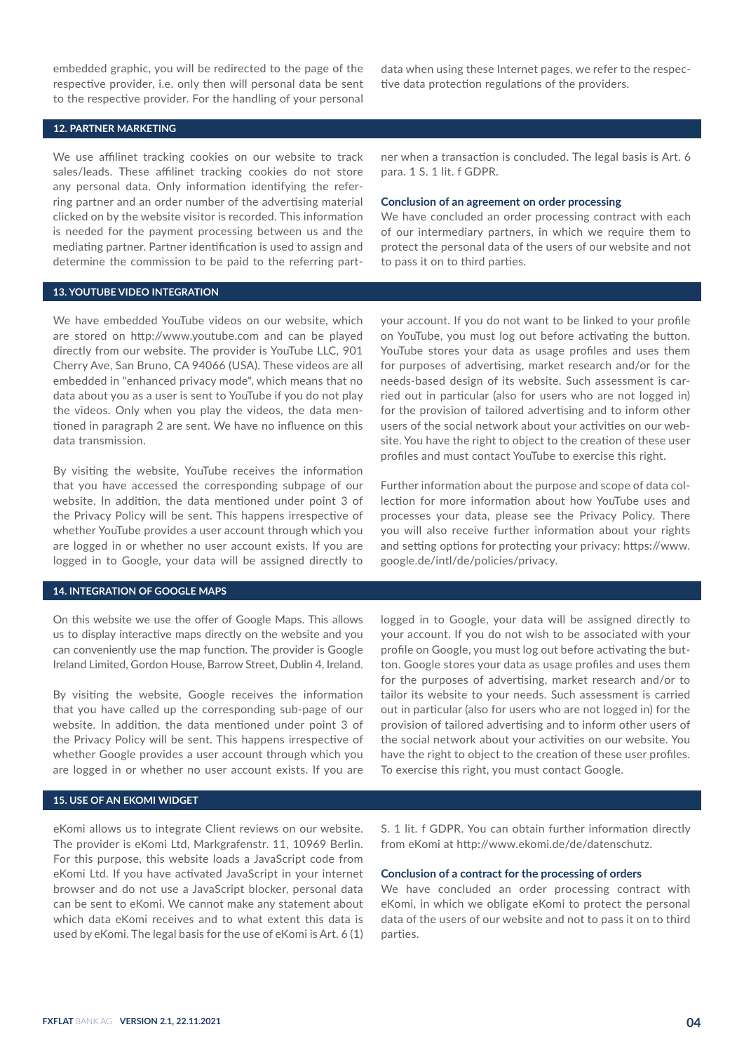embedded graphic, you will be redirected to the page of the respective provider, i.e. only then will personal data be sent to the respective provider. For the handling of your personal data when using these Internet pages, we refer to the respective data protection regulations of the providers.

## 12. PARTNER MARKETING

We use affilinet tracking cookies on our website to track sales/leads. These affilinet tracking cookies do not store any personal data. Only information identifying the referring partner and an order number of the advertising material clicked on by the website visitor is recorded. This information is needed for the payment processing between us and the mediating partner. Partner identification is used to assign and determine the commission to be paid to the referring partner when a transaction is concluded. The legal basis is Art. 6 para. 1 S. 1 lit. f GDPR.

### Conclusion of an agreement on order processing

We have concluded an order processing contract with each of our intermediary partners, in which we require them to protect the personal data of the users of our website and not to pass it on to third parties.

## 13. YOUTUBE VIDEO INTEGRATION

We have embedded YouTube videos on our website, which are stored on http://www.youtube.com and can be played directly from our website. The provider is YouTube LLC, 901 Cherry Ave, San Bruno, CA 94066 (USA). These videos are all embedded in "enhanced privacy mode", which means that no data about you as a user is sent to YouTube if you do not play the videos. Only when you play the videos, the data mentioned in paragraph 2 are sent. We have no influence on this data transmission.

By visiting the website, YouTube receives the information that you have accessed the corresponding subpage of our website. In addition, the data mentioned under point 3 of the Privacy Policy will be sent. This happens irrespective of whether YouTube provides a user account through which you are logged in or whether no user account exists. If you are logged in to Google, your data will be assigned directly to your account. If you do not want to be linked to your profile on YouTube, you must log out before activating the button. YouTube stores your data as usage profiles and uses them for purposes of advertising, market research and/or for the needs-based design of its website. Such assessment is carried out in particular (also for users who are not logged in) for the provision of tailored advertising and to inform other users of the social network about your activities on our website. You have the right to object to the creation of these user profiles and must contact YouTube to exercise this right.

Further information about the purpose and scope of data collection for more information about how YouTube uses and processes your data, please see the Privacy Policy. There you will also receive further information about your rights and setting options for protecting your privacy: https://www.google.de/intl/de/policies/privacy.

## 14. INTEGRATION OF GOOGLE MAPS

On this website we use the offer of Google Maps. This allows us to display interactive maps directly on the website and you can conveniently use the map function. The provider is Google Ireland Limited, Gordon House, Barrow Street, Dublin 4, Ireland.

By visiting the website, Google receives the information that you have called up the corresponding sub-page of our website. In addition, the data mentioned under point 3 of the Privacy Policy will be sent. This happens irrespective of whether Google provides a user account through which you are logged in or whether no user account exists. If you are logged in to Google, your data will be assigned directly to your account. If you do not wish to be associated with your profile on Google, you must log out before activating the button. Google stores your data as usage profiles and uses them for the purposes of advertising, market research and/or to tailor its website to your needs. Such assessment is carried out in particular (also for users who are not logged in) for the provision of tailored advertising and to inform other users of the social network about your activities on our website. You have the right to object to the creation of these user profiles. To exercise this right, you must contact Google.

## 15. USE OF AN EKOMI WIDGET

eKomi allows us to integrate Client reviews on our website. The provider is eKomi Ltd, Markgrafenstr. 11, 10969 Berlin. For this purpose, this website loads a JavaScript code from eKomi Ltd. If you have activated JavaScript in your internet browser and do not use a JavaScript blocker, personal data can be sent to eKomi. We cannot make any statement about which data eKomi receives and to what extent this data is used by eKomi. The legal basis for the use of eKomi is Art. 6 (1) S. 1 lit. f GDPR. You can obtain further information directly from eKomi at http://www.ekomi.de/de/datenschutz.

### Conclusion of a contract for the processing of orders

We have concluded an order processing contract with eKomi, in which we obligate eKomi to protect the personal data of the users of our website and not to pass it on to third parties.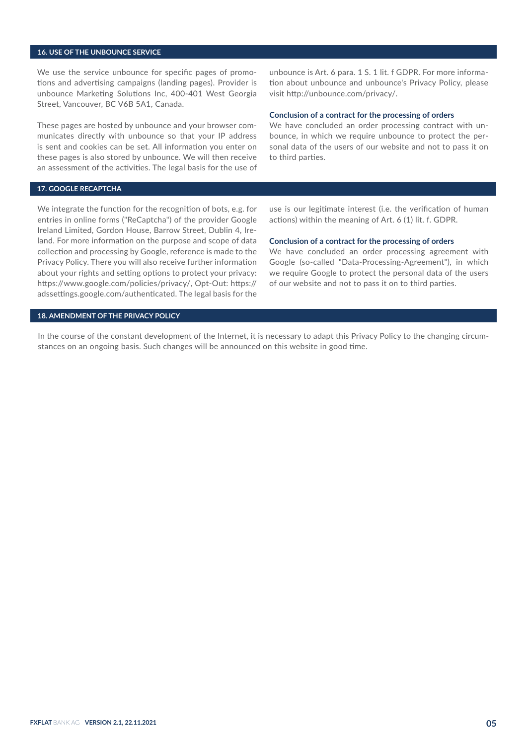## 16. USE OF THE UNBOUNCE SERVICE

We use the service unbounce for specific pages of promotions and advertising campaigns (landing pages). Provider is unbounce Marketing Solutions Inc, 400-401 West Georgia Street, Vancouver, BC V6B 5A1, Canada.

These pages are hosted by unbounce and your browser communicates directly with unbounce so that your IP address is sent and cookies can be set. All information you enter on these pages is also stored by unbounce. We will then receive an assessment of the activities. The legal basis for the use of unbounce is Art. 6 para. 1 S. 1 lit. f GDPR. For more information about unbounce and unbounce's Privacy Policy, please visit http://unbounce.com/privacy/.

### Conclusion of a contract for the processing of orders

We have concluded an order processing contract with unbounce, in which we require unbounce to protect the personal data of the users of our website and not to pass it on to third parties.

## 17. GOOGLE RECAPTCHA

We integrate the function for the recognition of bots, e.g. for entries in online forms ("ReCaptcha") of the provider Google Ireland Limited, Gordon House, Barrow Street, Dublin 4, Ireland. For more information on the purpose and scope of data collection and processing by Google, reference is made to the Privacy Policy. There you will also receive further information about your rights and setting options to protect your privacy: https://www.google.com/policies/privacy/, Opt-Out: https://adssettings.google.com/authenticated. The legal basis for the use is our legitimate interest (i.e. the verification of human actions) within the meaning of Art. 6 (1) lit. f. GDPR.

### Conclusion of a contract for the processing of orders

We have concluded an order processing agreement with Google (so-called "Data-Processing-Agreement"), in which we require Google to protect the personal data of the users of our website and not to pass it on to third parties.

## 18. AMENDMENT OF THE PRIVACY POLICY

In the course of the constant development of the Internet, it is necessary to adapt this Privacy Policy to the changing circumstances on an ongoing basis. Such changes will be announced on this website in good time.